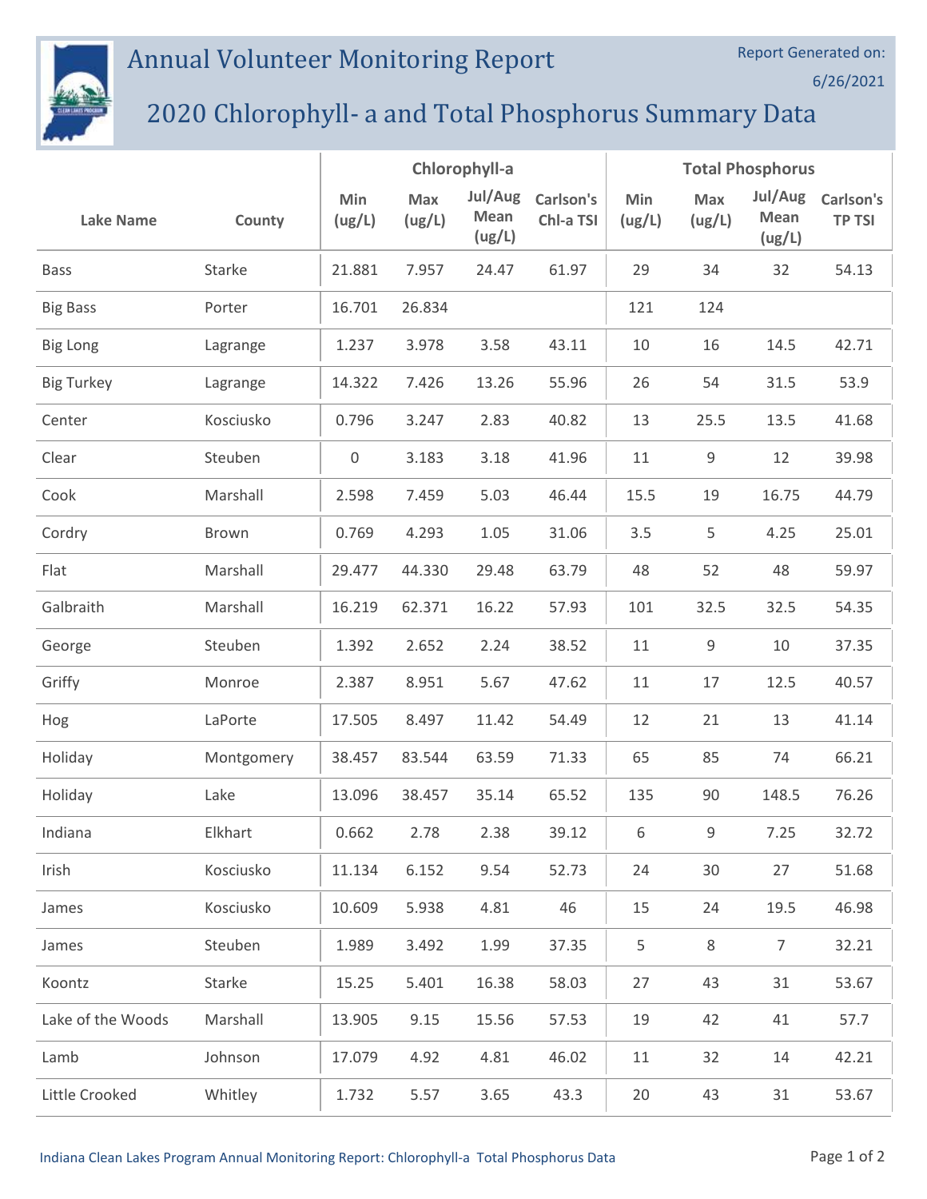# Annual Volunteer Monitoring Report

Report Generated on: 6/26/2021

## 2020 Chlorophyll- a and Total Phosphorus Summary Data

| Lake Name | County | Chlorophyll-a | | | | Total Phosphorus | | | |
|---|---|---|---|---|---|---|---|---|---|
| | | Min (ug/L) | Max (ug/L) | Jul/Aug Mean (ug/L) | Carlson's Chl-a TSI | Min (ug/L) | Max (ug/L) | Jul/Aug Mean (ug/L) | Carlson's TP TSI |
| Bass | Starke | 21.881 | 7.957 | 24.47 | 61.97 | 29 | 34 | 32 | 54.13 |
| Big Bass | Porter | 16.701 | 26.834 | | | 121 | 124 | | |
| Big Long | Lagrange | 1.237 | 3.978 | 3.58 | 43.11 | 10 | 16 | 14.5 | 42.71 |
| Big Turkey | Lagrange | 14.322 | 7.426 | 13.26 | 55.96 | 26 | 54 | 31.5 | 53.9 |
| Center | Kosciusko | 0.796 | 3.247 | 2.83 | 40.82 | 13 | 25.5 | 13.5 | 41.68 |
| Clear | Steuben | 0 | 3.183 | 3.18 | 41.96 | 11 | 9 | 12 | 39.98 |
| Cook | Marshall | 2.598 | 7.459 | 5.03 | 46.44 | 15.5 | 19 | 16.75 | 44.79 |
| Cordry | Brown | 0.769 | 4.293 | 1.05 | 31.06 | 3.5 | 5 | 4.25 | 25.01 |
| Flat | Marshall | 29.477 | 44.330 | 29.48 | 63.79 | 48 | 52 | 48 | 59.97 |
| Galbraith | Marshall | 16.219 | 62.371 | 16.22 | 57.93 | 101 | 32.5 | 32.5 | 54.35 |
| George | Steuben | 1.392 | 2.652 | 2.24 | 38.52 | 11 | 9 | 10 | 37.35 |
| Griffy | Monroe | 2.387 | 8.951 | 5.67 | 47.62 | 11 | 17 | 12.5 | 40.57 |
| Hog | LaPorte | 17.505 | 8.497 | 11.42 | 54.49 | 12 | 21 | 13 | 41.14 |
| Holiday | Montgomery | 38.457 | 83.544 | 63.59 | 71.33 | 65 | 85 | 74 | 66.21 |
| Holiday | Lake | 13.096 | 38.457 | 35.14 | 65.52 | 135 | 90 | 148.5 | 76.26 |
| Indiana | Elkhart | 0.662 | 2.78 | 2.38 | 39.12 | 6 | 9 | 7.25 | 32.72 |
| Irish | Kosciusko | 11.134 | 6.152 | 9.54 | 52.73 | 24 | 30 | 27 | 51.68 |
| James | Kosciusko | 10.609 | 5.938 | 4.81 | 46 | 15 | 24 | 19.5 | 46.98 |
| James | Steuben | 1.989 | 3.492 | 1.99 | 37.35 | 5 | 8 | 7 | 32.21 |
| Koontz | Starke | 15.25 | 5.401 | 16.38 | 58.03 | 27 | 43 | 31 | 53.67 |
| Lake of the Woods | Marshall | 13.905 | 9.15 | 15.56 | 57.53 | 19 | 42 | 41 | 57.7 |
| Lamb | Johnson | 17.079 | 4.92 | 4.81 | 46.02 | 11 | 32 | 14 | 42.21 |
| Little Crooked | Whitley | 1.732 | 5.57 | 3.65 | 43.3 | 20 | 43 | 31 | 53.67 |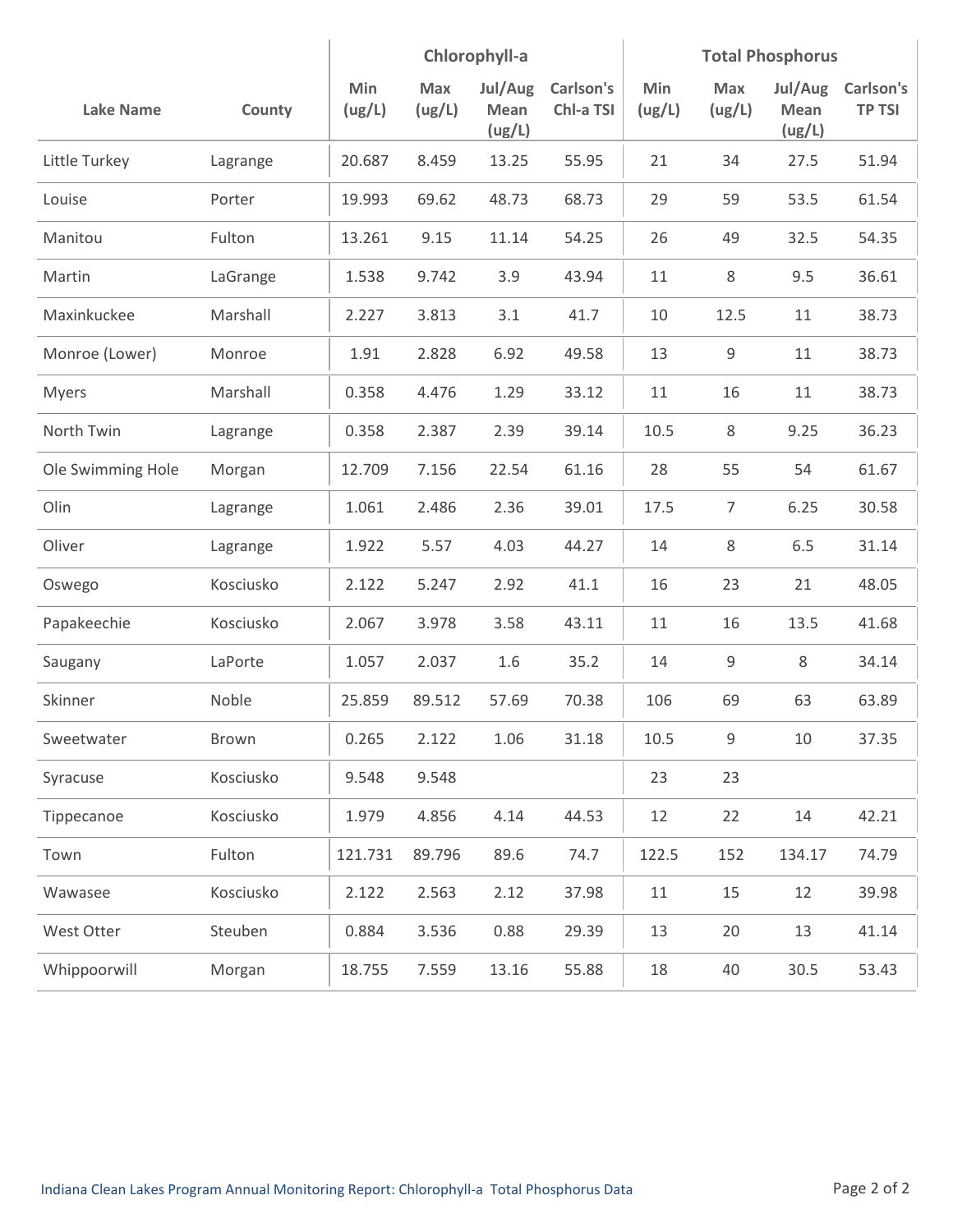| Lake Name | County | Chlorophyll-a | | | | Total Phosphorus | | | |
|---|---|---|---|---|---|---|---|---|---|
| | | Min (ug/L) | Max (ug/L) | Jul/Aug Mean (ug/L) | Carlson's Chl-a TSI | Min (ug/L) | Max (ug/L) | Jul/Aug Mean (ug/L) | Carlson's TP TSI |
| Little Turkey | Lagrange | 20.687 | 8.459 | 13.25 | 55.95 | 21 | 34 | 27.5 | 51.94 |
| Louise | Porter | 19.993 | 69.62 | 48.73 | 68.73 | 29 | 59 | 53.5 | 61.54 |
| Manitou | Fulton | 13.261 | 9.15 | 11.14 | 54.25 | 26 | 49 | 32.5 | 54.35 |
| Martin | LaGrange | 1.538 | 9.742 | 3.9 | 43.94 | 11 | 8 | 9.5 | 36.61 |
| Maxinkuckee | Marshall | 2.227 | 3.813 | 3.1 | 41.7 | 10 | 12.5 | 11 | 38.73 |
| Monroe (Lower) | Monroe | 1.91 | 2.828 | 6.92 | 49.58 | 13 | 9 | 11 | 38.73 |
| Myers | Marshall | 0.358 | 4.476 | 1.29 | 33.12 | 11 | 16 | 11 | 38.73 |
| North Twin | Lagrange | 0.358 | 2.387 | 2.39 | 39.14 | 10.5 | 8 | 9.25 | 36.23 |
| Ole Swimming Hole | Morgan | 12.709 | 7.156 | 22.54 | 61.16 | 28 | 55 | 54 | 61.67 |
| Olin | Lagrange | 1.061 | 2.486 | 2.36 | 39.01 | 17.5 | 7 | 6.25 | 30.58 |
| Oliver | Lagrange | 1.922 | 5.57 | 4.03 | 44.27 | 14 | 8 | 6.5 | 31.14 |
| Oswego | Kosciusko | 2.122 | 5.247 | 2.92 | 41.1 | 16 | 23 | 21 | 48.05 |
| Papakeechie | Kosciusko | 2.067 | 3.978 | 3.58 | 43.11 | 11 | 16 | 13.5 | 41.68 |
| Saugany | LaPorte | 1.057 | 2.037 | 1.6 | 35.2 | 14 | 9 | 8 | 34.14 |
| Skinner | Noble | 25.859 | 89.512 | 57.69 | 70.38 | 106 | 69 | 63 | 63.89 |
| Sweetwater | Brown | 0.265 | 2.122 | 1.06 | 31.18 | 10.5 | 9 | 10 | 37.35 |
| Syracuse | Kosciusko | 9.548 | 9.548 | | | 23 | 23 | | |
| Tippecanoe | Kosciusko | 1.979 | 4.856 | 4.14 | 44.53 | 12 | 22 | 14 | 42.21 |
| Town | Fulton | 121.731 | 89.796 | 89.6 | 74.7 | 122.5 | 152 | 134.17 | 74.79 |
| Wawasee | Kosciusko | 2.122 | 2.563 | 2.12 | 37.98 | 11 | 15 | 12 | 39.98 |
| West Otter | Steuben | 0.884 | 3.536 | 0.88 | 29.39 | 13 | 20 | 13 | 41.14 |
| Whippoorwill | Morgan | 18.755 | 7.559 | 13.16 | 55.88 | 18 | 40 | 30.5 | 53.43 |